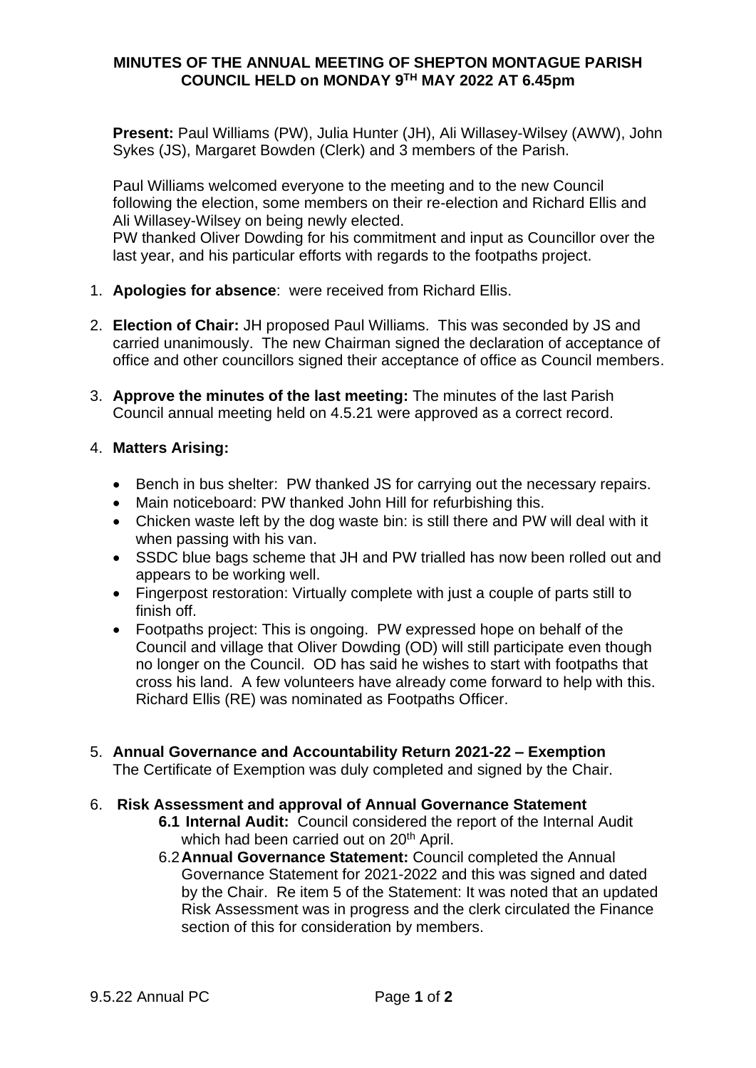# MINUTES OF THE ANNUAL MEETING OF SHEPTON MONTAGUE PARISH COUNCIL HELD on MONDAY 9TH MAY 2022 AT 6.45pm

**Present:** Paul Williams (PW), Julia Hunter (JH), Ali Willasey-Wilsey (AWW), John Sykes (JS), Margaret Bowden (Clerk) and 3 members of the Parish.

Paul Williams welcomed everyone to the meeting and to the new Council following the election, some members on their re-election and Richard Ellis and Ali Willasey-Wilsey on being newly elected.
PW thanked Oliver Dowding for his commitment and input as Councillor over the last year, and his particular efforts with regards to the footpaths project.

1. **Apologies for absence**: were received from Richard Ellis.

2. **Election of Chair:** JH proposed Paul Williams. This was seconded by JS and carried unanimously. The new Chairman signed the declaration of acceptance of office and other councillors signed their acceptance of office as Council members.

3. **Approve the minutes of the last meeting:** The minutes of the last Parish Council annual meeting held on 4.5.21 were approved as a correct record.

4. **Matters Arising:**

   - Bench in bus shelter: PW thanked JS for carrying out the necessary repairs.
   - Main noticeboard: PW thanked John Hill for refurbishing this.
   - Chicken waste left by the dog waste bin: is still there and PW will deal with it when passing with his van.
   - SSDC blue bags scheme that JH and PW trialled has now been rolled out and appears to be working well.
   - Fingerpost restoration: Virtually complete with just a couple of parts still to finish off.
   - Footpaths project: This is ongoing. PW expressed hope on behalf of the Council and village that Oliver Dowding (OD) will still participate even though no longer on the Council. OD has said he wishes to start with footpaths that cross his land. A few volunteers have already come forward to help with this. Richard Ellis (RE) was nominated as Footpaths Officer.

5. **Annual Governance and Accountability Return 2021-22 – Exemption**
   The Certificate of Exemption was duly completed and signed by the Chair.

6. **Risk Assessment and approval of Annual Governance Statement**

   **6.1 Internal Audit:** Council considered the report of the Internal Audit which had been carried out on 20th April.

   6.2 **Annual Governance Statement:** Council completed the Annual Governance Statement for 2021-2022 and this was signed and dated by the Chair. Re item 5 of the Statement: It was noted that an updated Risk Assessment was in progress and the clerk circulated the Finance section of this for consideration by members.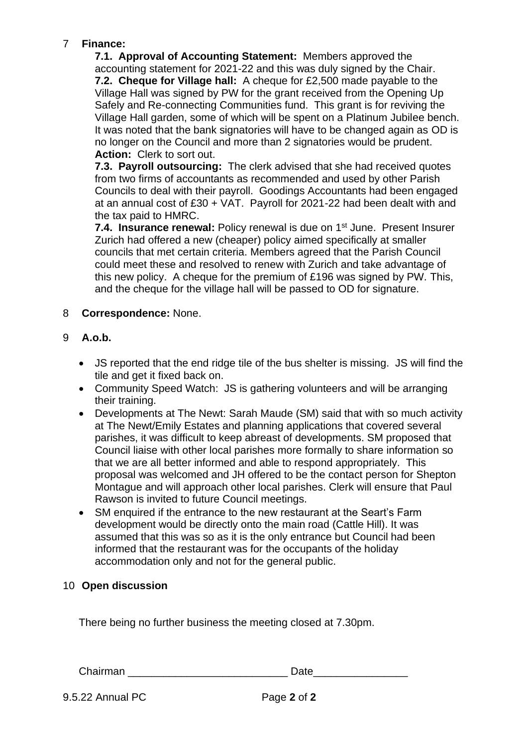7 **Finance:**

**7.1. Approval of Accounting Statement:** Members approved the accounting statement for 2021-22 and this was duly signed by the Chair.

**7.2. Cheque for Village hall:** A cheque for £2,500 made payable to the Village Hall was signed by PW for the grant received from the Opening Up Safely and Re-connecting Communities fund. This grant is for reviving the Village Hall garden, some of which will be spent on a Platinum Jubilee bench. It was noted that the bank signatories will have to be changed again as OD is no longer on the Council and more than 2 signatories would be prudent.
**Action:** Clerk to sort out.

**7.3. Payroll outsourcing:** The clerk advised that she had received quotes from two firms of accountants as recommended and used by other Parish Councils to deal with their payroll. Goodings Accountants had been engaged at an annual cost of £30 + VAT. Payroll for 2021-22 had been dealt with and the tax paid to HMRC.

**7.4. Insurance renewal:** Policy renewal is due on 1st June. Present Insurer Zurich had offered a new (cheaper) policy aimed specifically at smaller councils that met certain criteria. Members agreed that the Parish Council could meet these and resolved to renew with Zurich and take advantage of this new policy. A cheque for the premium of £196 was signed by PW. This, and the cheque for the village hall will be passed to OD for signature.

8 **Correspondence:** None.

9 **A.o.b.**

- JS reported that the end ridge tile of the bus shelter is missing. JS will find the tile and get it fixed back on.
- Community Speed Watch: JS is gathering volunteers and will be arranging their training.
- Developments at The Newt: Sarah Maude (SM) said that with so much activity at The Newt/Emily Estates and planning applications that covered several parishes, it was difficult to keep abreast of developments. SM proposed that Council liaise with other local parishes more formally to share information so that we are all better informed and able to respond appropriately. This proposal was welcomed and JH offered to be the contact person for Shepton Montague and will approach other local parishes. Clerk will ensure that Paul Rawson is invited to future Council meetings.
- SM enquired if the entrance to the new restaurant at the Seart's Farm development would be directly onto the main road (Cattle Hill). It was assumed that this was so as it is the only entrance but Council had been informed that the restaurant was for the occupants of the holiday accommodation only and not for the general public.

10 **Open discussion**

There being no further business the meeting closed at 7.30pm.

Chairman ___________________________ Date________________